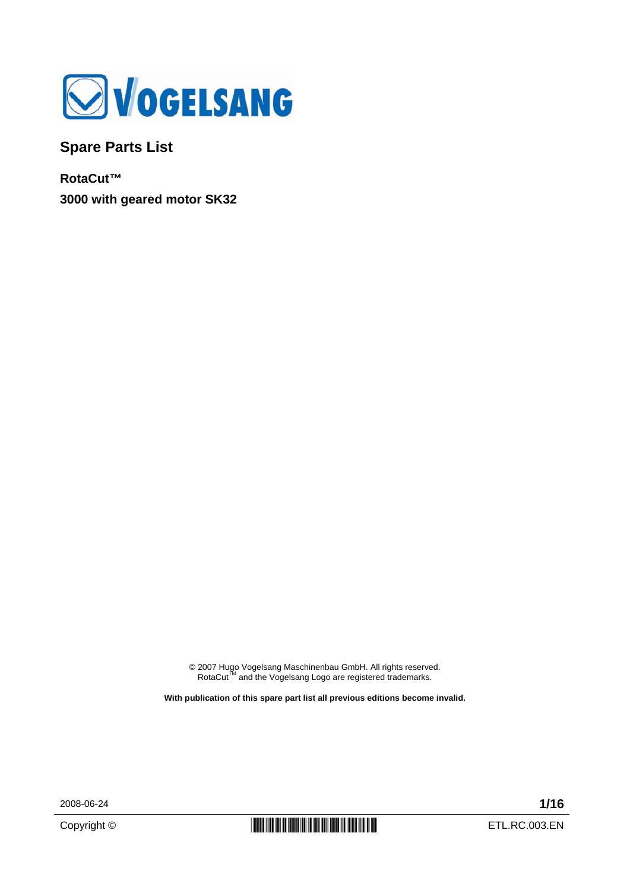VOGELSANG

# Spare Parts List

**RotaCut™**

**3000 with geared motor SK32**

© 2007 Hugo Vogelsang Maschinenbau GmbH. All rights reserved.
RotaCut™ and the Vogelsang Logo are registered trademarks.

**With publication of this spare part list all previous editions become invalid.**

2008-06-24

Copyright ©

ETL.RC.003.EN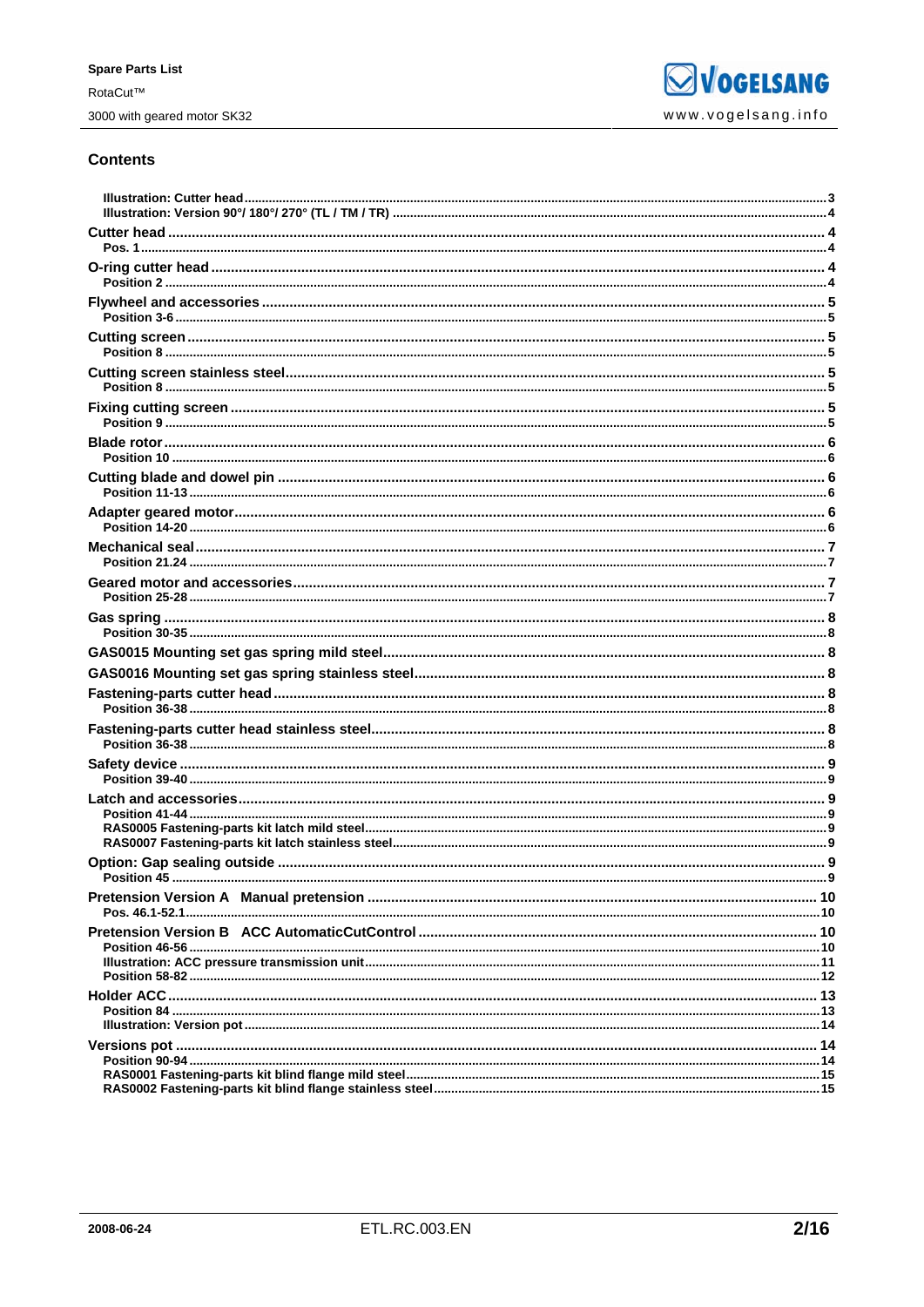## Contents

- **Illustration: Cutter head** ... 3
- **Illustration: Version 90°/ 180°/ 270° (TL / TM / TR)** ... 4

**Cutter head** ... 4
- **Pos. 1** ... 4

**O-ring cutter head** ... 4
- **Position 2** ... 4

**Flywheel and accessories** ... 5
- **Position 3-6** ... 5

**Cutting screen** ... 5
- **Position 8** ... 5

**Cutting screen stainless steel** ... 5
- **Position 8** ... 5

**Fixing cutting screen** ... 5
- **Position 9** ... 5

**Blade rotor** ... 6
- **Position 10** ... 6

**Cutting blade and dowel pin** ... 6
- **Position 11-13** ... 6

**Adapter geared motor** ... 6
- **Position 14-20** ... 6

**Mechanical seal** ... 7
- **Position 21.24** ... 7

**Geared motor and accessories** ... 7
- **Position 25-28** ... 7

**Gas spring** ... 8
- **Position 30-35** ... 8

**GAS0015 Mounting set gas spring mild steel** ... 8

**GAS0016 Mounting set gas spring stainless steel** ... 8

**Fastening-parts cutter head** ... 8
- **Position 36-38** ... 8

**Fastening-parts cutter head stainless steel** ... 8
- **Position 36-38** ... 8

**Safety device** ... 9
- **Position 39-40** ... 9

**Latch and accessories** ... 9
- **Position 41-44** ... 9
- **RAS0005 Fastening-parts kit latch mild steel** ... 9
- **RAS0007 Fastening-parts kit latch stainless steel** ... 9

**Option: Gap sealing outside** ... 9
- **Position 45** ... 9

**Pretension Version A Manual pretension** ... 10
- **Pos. 46.1-52.1** ... 10

**Pretension Version B ACC AutomaticCutControl** ... 10
- **Position 46-56** ... 10
- **Illustration: ACC pressure transmission unit** ... 11
- **Position 58-82** ... 12

**Holder ACC** ... 13
- **Position 84** ... 13
- **Illustration: Version pot** ... 14

**Versions pot** ... 14
- **Position 90-94** ... 14
- **RAS0001 Fastening-parts kit blind flange mild steel** ... 15
- **RAS0002 Fastening-parts kit blind flange stainless steel** ... 15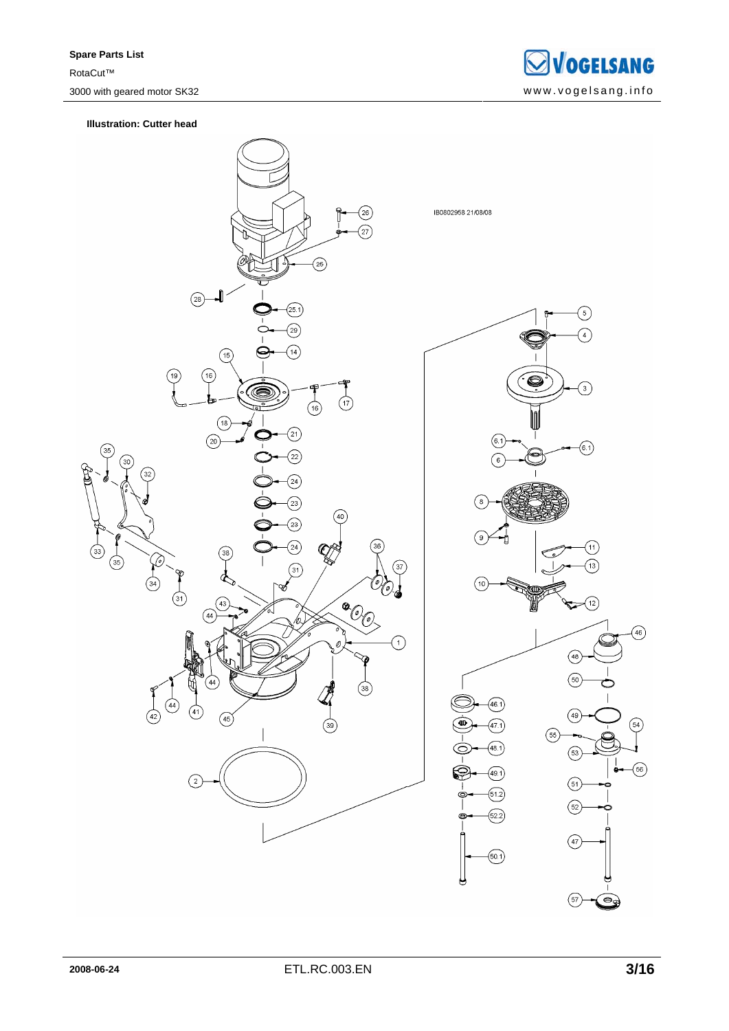**Illustration: Cutter head**

IB0802958 21/08/08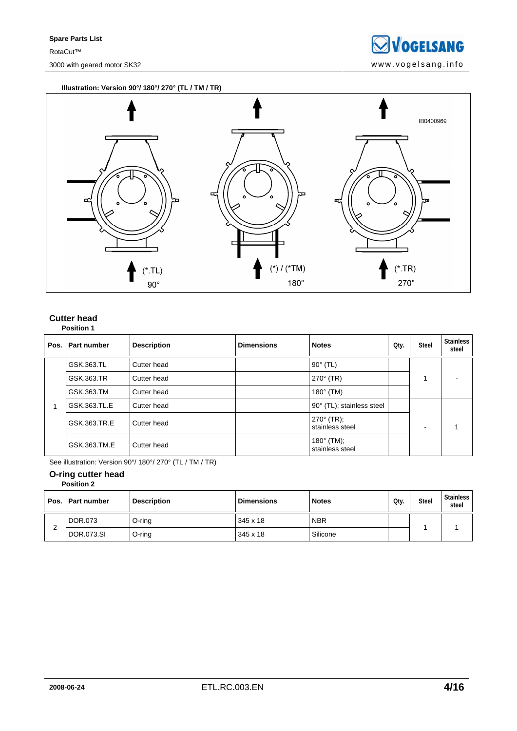**Illustration: Version 90°/ 180°/ 270° (TL / TM / TR)**

IB0400969

(*.TL) 90°

(*) / (*TM) 180°

(*.TR) 270°

## Cutter head

**Position 1**

| Pos. | Part number | Description | Dimensions | Notes | Qty. | Steel | Stainless steel |
|---|---|---|---|---|---|---|---|
| 1 | GSK.363.TL | Cutter head | | 90° (TL) | | 1 | - |
| | GSK.363.TR | Cutter head | | 270° (TR) | | | |
| | GSK.363.TM | Cutter head | | 180° (TM) | | | |
| | GSK.363.TL.E | Cutter head | | 90° (TL); stainless steel | | - | 1 |
| | GSK.363.TR.E | Cutter head | | 270° (TR); stainless steel | | | |
| | GSK.363.TM.E | Cutter head | | 180° (TM); stainless steel | | | |

See illustration: Version 90°/ 180°/ 270° (TL / TM / TR)

## O-ring cutter head

**Position 2**

| Pos. | Part number | Description | Dimensions | Notes | Qty. | Steel | Stainless steel |
|---|---|---|---|---|---|---|---|
| 2 | DOR.073 | O-ring | 345 x 18 | NBR | | 1 | 1 |
| | DOR.073.SI | O-ring | 345 x 18 | Silicone | | | |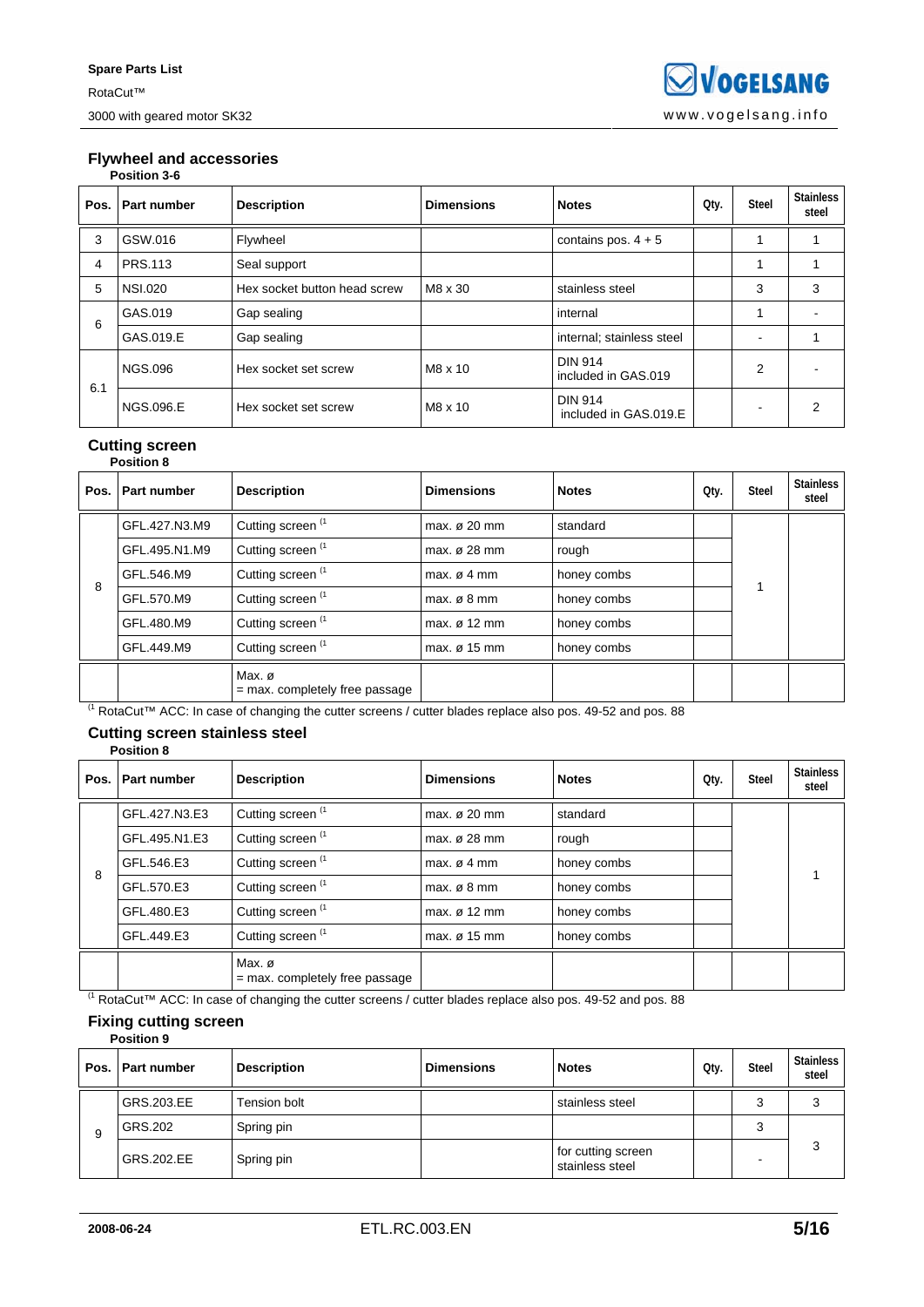## Flywheel and accessories

**Position 3-6**

| Pos. | Part number | Description | Dimensions | Notes | Qty. | Steel | Stainless steel |
|---|---|---|---|---|---|---|---|
| 3 | GSW.016 | Flywheel | | contains pos. 4 + 5 | | 1 | 1 |
| 4 | PRS.113 | Seal support | | | | 1 | 1 |
| 5 | NSI.020 | Hex socket button head screw | M8 x 30 | stainless steel | | 3 | 3 |
| 6 | GAS.019 | Gap sealing | | internal | | 1 | - |
| | GAS.019.E | Gap sealing | | internal; stainless steel | | - | 1 |
| 6.1 | NGS.096 | Hex socket set screw | M8 x 10 | DIN 914 included in GAS.019 | | 2 | - |
| | NGS.096.E | Hex socket set screw | M8 x 10 | DIN 914 included in GAS.019.E | | - | 2 |

## Cutting screen

**Position 8**

| Pos. | Part number | Description | Dimensions | Notes | Qty. | Steel | Stainless steel |
|---|---|---|---|---|---|---|---|
| 8 | GFL.427.N3.M9 | Cutting screen [1] | max. ø 20 mm | standard | | 1 | |
| | GFL.495.N1.M9 | Cutting screen [1] | max. ø 28 mm | rough | | | |
| | GFL.546.M9 | Cutting screen [1] | max. ø 4 mm | honey combs | | | |
| | GFL.570.M9 | Cutting screen [1] | max. ø 8 mm | honey combs | | | |
| | GFL.480.M9 | Cutting screen [1] | max. ø 12 mm | honey combs | | | |
| | GFL.449.M9 | Cutting screen [1] | max. ø 15 mm | honey combs | | | |
| | | Max. ø = max. completely free passage | | | | | |

[1] RotaCut™ ACC: In case of changing the cutter screens / cutter blades replace also pos. 49-52 and pos. 88

## Cutting screen stainless steel

**Position 8**

| Pos. | Part number | Description | Dimensions | Notes | Qty. | Steel | Stainless steel |
|---|---|---|---|---|---|---|---|
| 8 | GFL.427.N3.E3 | Cutting screen [1] | max. ø 20 mm | standard | | | 1 |
| | GFL.495.N1.E3 | Cutting screen [1] | max. ø 28 mm | rough | | | |
| | GFL.546.E3 | Cutting screen [1] | max. ø 4 mm | honey combs | | | |
| | GFL.570.E3 | Cutting screen [1] | max. ø 8 mm | honey combs | | | |
| | GFL.480.E3 | Cutting screen [1] | max. ø 12 mm | honey combs | | | |
| | GFL.449.E3 | Cutting screen [1] | max. ø 15 mm | honey combs | | | |
| | | Max. ø = max. completely free passage | | | | | |

[1] RotaCut™ ACC: In case of changing the cutter screens / cutter blades replace also pos. 49-52 and pos. 88

## Fixing cutting screen

**Position 9**

| Pos. | Part number | Description | Dimensions | Notes | Qty. | Steel | Stainless steel |
|---|---|---|---|---|---|---|---|
| 9 | GRS.203.EE | Tension bolt | | stainless steel | | 3 | 3 |
| | GRS.202 | Spring pin | | | | 3 | 3 |
| | GRS.202.EE | Spring pin | | for cutting screen stainless steel | | - | |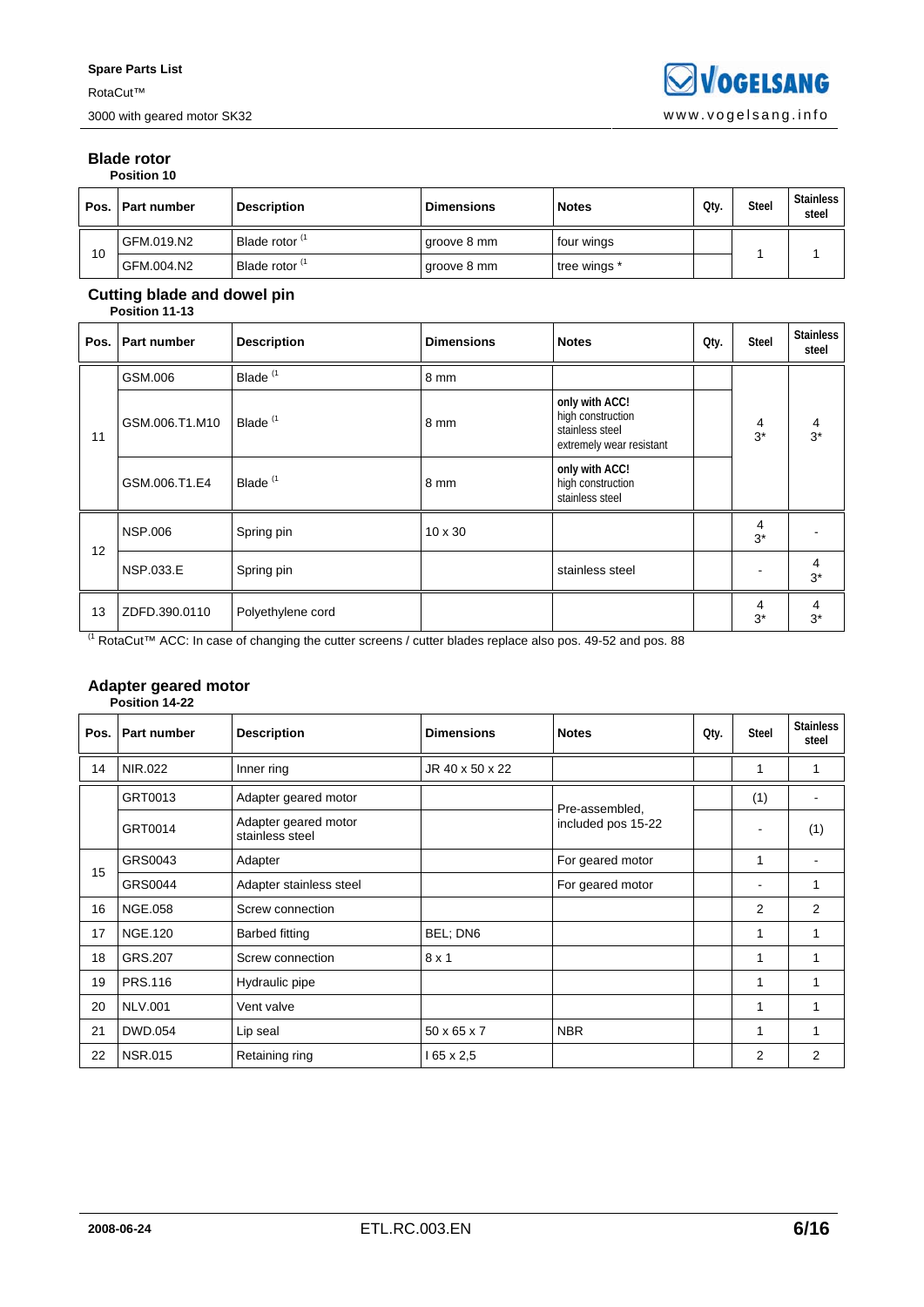## Blade rotor

**Position 10**

| Pos. | Part number | Description | Dimensions | Notes | Qty. | Steel | Stainless steel |
|---|---|---|---|---|---|---|---|
| 10 | GFM.019.N2 | Blade rotor [1] | groove 8 mm | four wings | | 1 | 1 |
| | GFM.004.N2 | Blade rotor [1] | groove 8 mm | tree wings * | | | |

## Cutting blade and dowel pin

**Position 11-13**

| Pos. | Part number | Description | Dimensions | Notes | Qty. | Steel | Stainless steel |
|---|---|---|---|---|---|---|---|
| 11 | GSM.006 | Blade [1] | 8 mm | | | 4<br>3* | 4<br>3* |
| | GSM.006.T1.M10 | Blade [1] | 8 mm | **only with ACC!**<br>high construction stainless steel extremely wear resistant | | | |
| | GSM.006.T1.E4 | Blade [1] | 8 mm | **only with ACC!**<br>high construction stainless steel | | | |
| 12 | NSP.006 | Spring pin | 10 x 30 | | | 4<br>3* | - |
| | NSP.033.E | Spring pin | | stainless steel | | - | 4<br>3* |
| 13 | ZDFD.390.0110 | Polyethylene cord | | | | 4<br>3* | 4<br>3* |

[1] RotaCut™ ACC: In case of changing the cutter screens / cutter blades replace also pos. 49-52 and pos. 88

## Adapter geared motor

**Position 14-22**

| Pos. | Part number | Description | Dimensions | Notes | Qty. | Steel | Stainless steel |
|---|---|---|---|---|---|---|---|
| 14 | NIR.022 | Inner ring | JR 40 x 50 x 22 | | | 1 | 1 |
| | GRT0013 | Adapter geared motor | | Pre-assembled, included pos 15-22 | | (1) | - |
| | GRT0014 | Adapter geared motor stainless steel | | | | - | (1) |
| 15 | GRS0043 | Adapter | | For geared motor | | 1 | - |
| | GRS0044 | Adapter stainless steel | | For geared motor | | - | 1 |
| 16 | NGE.058 | Screw connection | | | | 2 | 2 |
| 17 | NGE.120 | Barbed fitting | BEL; DN6 | | | 1 | 1 |
| 18 | GRS.207 | Screw connection | 8 x 1 | | | 1 | 1 |
| 19 | PRS.116 | Hydraulic pipe | | | | 1 | 1 |
| 20 | NLV.001 | Vent valve | | | | 1 | 1 |
| 21 | DWD.054 | Lip seal | 50 x 65 x 7 | NBR | | 1 | 1 |
| 22 | NSR.015 | Retaining ring | I 65 x 2,5 | | | 2 | 2 |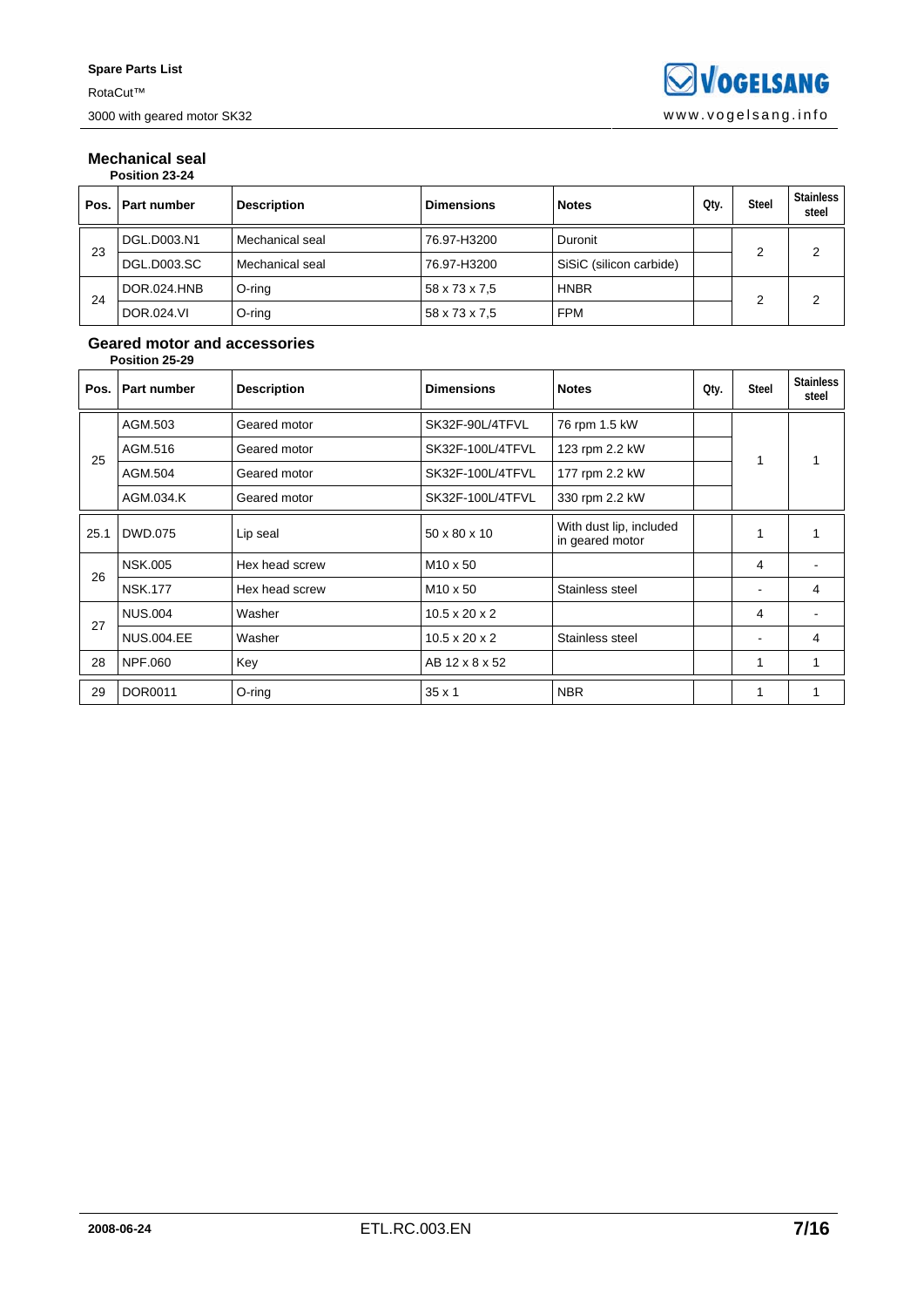## Mechanical seal

**Position 23-24**

| Pos. | Part number | Description | Dimensions | Notes | Qty. | Steel | Stainless steel |
|---|---|---|---|---|---|---|---|
| 23 | DGL.D003.N1 | Mechanical seal | 76.97-H3200 | Duronit | | 2 | 2 |
| | DGL.D003.SC | Mechanical seal | 76.97-H3200 | SiSiC (silicon carbide) | | | |
| 24 | DOR.024.HNB | O-ring | 58 x 73 x 7,5 | HNBR | | 2 | 2 |
| | DOR.024.VI | O-ring | 58 x 73 x 7,5 | FPM | | | |

## Geared motor and accessories

**Position 25-29**

| Pos. | Part number | Description | Dimensions | Notes | Qty. | Steel | Stainless steel |
|---|---|---|---|---|---|---|---|
| 25 | AGM.503 | Geared motor | SK32F-90L/4TFVL | 76 rpm 1.5 kW | | 1 | 1 |
| | AGM.516 | Geared motor | SK32F-100L/4TFVL | 123 rpm 2.2 kW | | | |
| | AGM.504 | Geared motor | SK32F-100L/4TFVL | 177 rpm 2.2 kW | | | |
| | AGM.034.K | Geared motor | SK32F-100L/4TFVL | 330 rpm 2.2 kW | | | |
| 25.1 | DWD.075 | Lip seal | 50 x 80 x 10 | With dust lip, included in geared motor | | 1 | 1 |
| 26 | NSK.005 | Hex head screw | M10 x 50 | | | 4 | - |
| | NSK.177 | Hex head screw | M10 x 50 | Stainless steel | | - | 4 |
| 27 | NUS.004 | Washer | 10.5 x 20 x 2 | | | 4 | - |
| | NUS.004.EE | Washer | 10.5 x 20 x 2 | Stainless steel | | - | 4 |
| 28 | NPF.060 | Key | AB 12 x 8 x 52 | | | 1 | 1 |
| 29 | DOR0011 | O-ring | 35 x 1 | NBR | | 1 | 1 |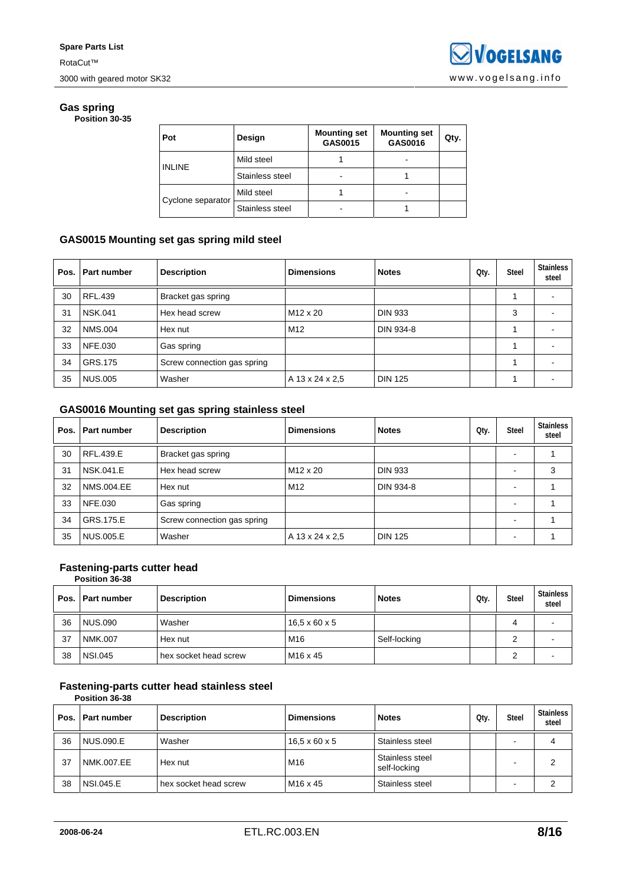## Gas spring

**Position 30-35**

| Pot | Design | Mounting set GAS0015 | Mounting set GAS0016 | Qty. |
|---|---|---|---|---|
| INLINE | Mild steel | 1 | - | |
| | Stainless steel | - | 1 | |
| Cyclone separator | Mild steel | 1 | - | |
| | Stainless steel | - | 1 | |

### GAS0015 Mounting set gas spring mild steel

| Pos. | Part number | Description | Dimensions | Notes | Qty. | Steel | Stainless steel |
|---|---|---|---|---|---|---|---|
| 30 | RFL.439 | Bracket gas spring | | | | 1 | - |
| 31 | NSK.041 | Hex head screw | M12 x 20 | DIN 933 | | 3 | - |
| 32 | NMS.004 | Hex nut | M12 | DIN 934-8 | | 1 | - |
| 33 | NFE.030 | Gas spring | | | | 1 | - |
| 34 | GRS.175 | Screw connection gas spring | | | | 1 | - |
| 35 | NUS.005 | Washer | A 13 x 24 x 2,5 | DIN 125 | | 1 | - |

### GAS0016 Mounting set gas spring stainless steel

| Pos. | Part number | Description | Dimensions | Notes | Qty. | Steel | Stainless steel |
|---|---|---|---|---|---|---|---|
| 30 | RFL.439.E | Bracket gas spring | | | | - | 1 |
| 31 | NSK.041.E | Hex head screw | M12 x 20 | DIN 933 | | - | 3 |
| 32 | NMS.004.EE | Hex nut | M12 | DIN 934-8 | | - | 1 |
| 33 | NFE.030 | Gas spring | | | | - | 1 |
| 34 | GRS.175.E | Screw connection gas spring | | | | - | 1 |
| 35 | NUS.005.E | Washer | A 13 x 24 x 2,5 | DIN 125 | | - | 1 |

## Fastening-parts cutter head

**Position 36-38**

| Pos. | Part number | Description | Dimensions | Notes | Qty. | Steel | Stainless steel |
|---|---|---|---|---|---|---|---|
| 36 | NUS.090 | Washer | 16,5 x 60 x 5 | | | 4 | - |
| 37 | NMK.007 | Hex nut | M16 | Self-locking | | 2 | - |
| 38 | NSI.045 | hex socket head screw | M16 x 45 | | | 2 | - |

## Fastening-parts cutter head stainless steel

**Position 36-38**

| Pos. | Part number | Description | Dimensions | Notes | Qty. | Steel | Stainless steel |
|---|---|---|---|---|---|---|---|
| 36 | NUS.090.E | Washer | 16,5 x 60 x 5 | Stainless steel | | - | 4 |
| 37 | NMK.007.EE | Hex nut | M16 | Stainless steel self-locking | | - | 2 |
| 38 | NSI.045.E | hex socket head screw | M16 x 45 | Stainless steel | | - | 2 |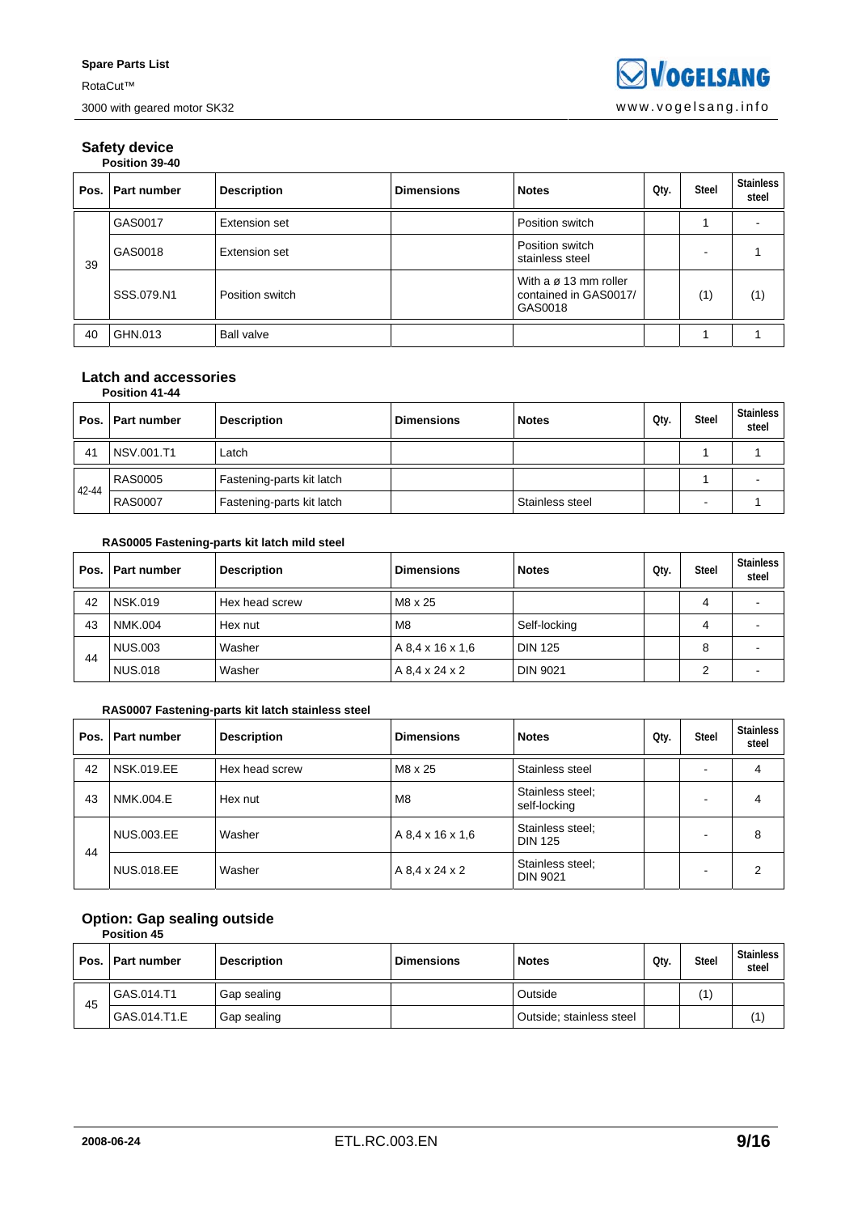## Safety device

**Position 39-40**

| Pos. | Part number | Description | Dimensions | Notes | Qty. | Steel | Stainless steel |
|---|---|---|---|---|---|---|---|
| 39 | GAS0017 | Extension set | | Position switch | | 1 | - |
| | GAS0018 | Extension set | | Position switch stainless steel | | - | 1 |
| | SSS.079.N1 | Position switch | | With a ø 13 mm roller contained in GAS0017/ GAS0018 | | (1) | (1) |
| 40 | GHN.013 | Ball valve | | | | 1 | 1 |

## Latch and accessories

**Position 41-44**

| Pos. | Part number | Description | Dimensions | Notes | Qty. | Steel | Stainless steel |
|---|---|---|---|---|---|---|---|
| 41 | NSV.001.T1 | Latch | | | | 1 | 1 |
| 42-44 | RAS0005 | Fastening-parts kit latch | | | | 1 | - |
| | RAS0007 | Fastening-parts kit latch | | Stainless steel | | - | 1 |

**RAS0005 Fastening-parts kit latch mild steel**

| Pos. | Part number | Description | Dimensions | Notes | Qty. | Steel | Stainless steel |
|---|---|---|---|---|---|---|---|
| 42 | NSK.019 | Hex head screw | M8 x 25 | | | 4 | - |
| 43 | NMK.004 | Hex nut | M8 | Self-locking | | 4 | - |
| 44 | NUS.003 | Washer | A 8,4 x 16 x 1,6 | DIN 125 | | 8 | - |
| | NUS.018 | Washer | A 8,4 x 24 x 2 | DIN 9021 | | 2 | - |

**RAS0007 Fastening-parts kit latch stainless steel**

| Pos. | Part number | Description | Dimensions | Notes | Qty. | Steel | Stainless steel |
|---|---|---|---|---|---|---|---|
| 42 | NSK.019.EE | Hex head screw | M8 x 25 | Stainless steel | | - | 4 |
| 43 | NMK.004.E | Hex nut | M8 | Stainless steel; self-locking | | - | 4 |
| 44 | NUS.003.EE | Washer | A 8,4 x 16 x 1,6 | Stainless steel; DIN 125 | | - | 8 |
| | NUS.018.EE | Washer | A 8,4 x 24 x 2 | Stainless steel; DIN 9021 | | - | 2 |

## Option: Gap sealing outside

**Position 45**

| Pos. | Part number | Description | Dimensions | Notes | Qty. | Steel | Stainless steel |
|---|---|---|---|---|---|---|---|
| 45 | GAS.014.T1 | Gap sealing | | Outside | | (1) | |
| | GAS.014.T1.E | Gap sealing | | Outside; stainless steel | | | (1) |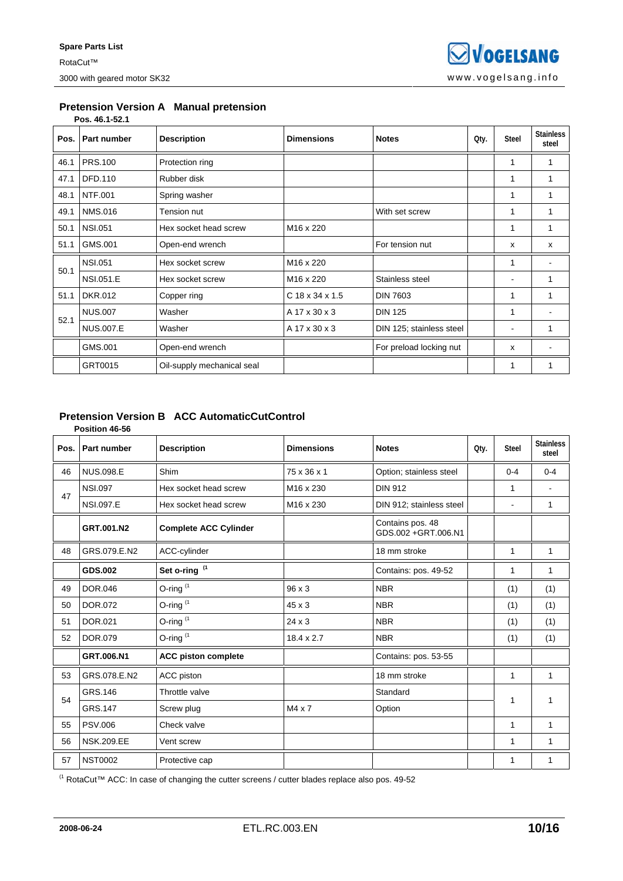## Pretension Version A Manual pretension

**Pos. 46.1-52.1**

| Pos. | Part number | Description | Dimensions | Notes | Qty. | Steel | Stainless steel |
|---|---|---|---|---|---|---|---|
| 46.1 | PRS.100 | Protection ring | | | | 1 | 1 |
| 47.1 | DFD.110 | Rubber disk | | | | 1 | 1 |
| 48.1 | NTF.001 | Spring washer | | | | 1 | 1 |
| 49.1 | NMS.016 | Tension nut | | With set screw | | 1 | 1 |
| 50.1 | NSI.051 | Hex socket head screw | M16 x 220 | | | 1 | 1 |
| 51.1 | GMS.001 | Open-end wrench | | For tension nut | | x | x |
| 50.1 | NSI.051 | Hex socket screw | M16 x 220 | | | 1 | - |
| | NSI.051.E | Hex socket screw | M16 x 220 | Stainless steel | | - | 1 |
| 51.1 | DKR.012 | Copper ring | C 18 x 34 x 1.5 | DIN 7603 | | 1 | 1 |
| 52.1 | NUS.007 | Washer | A 17 x 30 x 3 | DIN 125 | | 1 | - |
| | NUS.007.E | Washer | A 17 x 30 x 3 | DIN 125; stainless steel | | - | 1 |
| | GMS.001 | Open-end wrench | | For preload locking nut | | x | - |
| | GRT0015 | Oil-supply mechanical seal | | | | 1 | 1 |

## Pretension Version B ACC AutomaticCutControl

**Position 46-56**

| Pos. | Part number | Description | Dimensions | Notes | Qty. | Steel | Stainless steel |
|---|---|---|---|---|---|---|---|
| 46 | NUS.098.E | Shim | 75 x 36 x 1 | Option; stainless steel | | 0-4 | 0-4 |
| 47 | NSI.097 | Hex socket head screw | M16 x 230 | DIN 912 | | 1 | - |
| | NSI.097.E | Hex socket head screw | M16 x 230 | DIN 912; stainless steel | | - | 1 |
| | **GRT.001.N2** | **Complete ACC Cylinder** | | Contains pos. 48 GDS.002 +GRT.006.N1 | | | |
| 48 | GRS.079.E.N2 | ACC-cylinder | | 18 mm stroke | | 1 | 1 |
| | **GDS.002** | **Set o-ring** [1] | | Contains: pos. 49-52 | | 1 | 1 |
| 49 | DOR.046 | O-ring [1] | 96 x 3 | NBR | | (1) | (1) |
| 50 | DOR.072 | O-ring [1] | 45 x 3 | NBR | | (1) | (1) |
| 51 | DOR.021 | O-ring [1] | 24 x 3 | NBR | | (1) | (1) |
| 52 | DOR.079 | O-ring [1] | 18.4 x 2.7 | NBR | | (1) | (1) |
| | **GRT.006.N1** | **ACC piston complete** | | Contains: pos. 53-55 | | | |
| 53 | GRS.078.E.N2 | ACC piston | | 18 mm stroke | | 1 | 1 |
| 54 | GRS.146 | Throttle valve | | Standard | | 1 | 1 |
| | GRS.147 | Screw plug | M4 x 7 | Option | | | |
| 55 | PSV.006 | Check valve | | | | 1 | 1 |
| 56 | NSK.209.EE | Vent screw | | | | 1 | 1 |
| 57 | NST0002 | Protective cap | | | | 1 | 1 |

[1] RotaCut™ ACC: In case of changing the cutter screens / cutter blades replace also pos. 49-52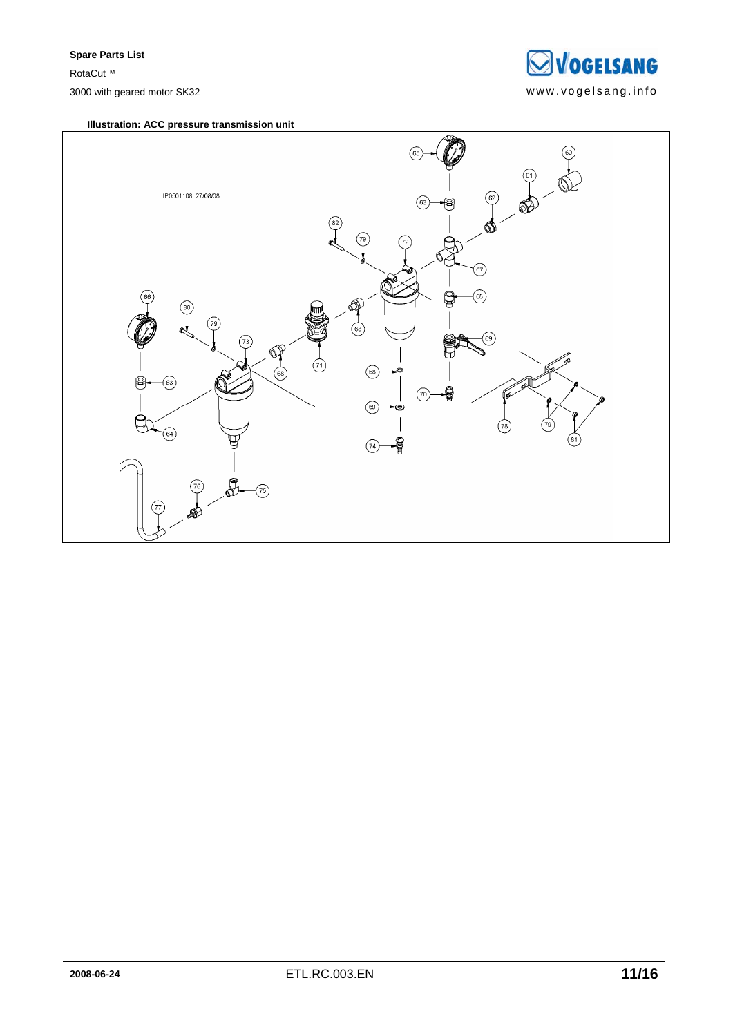**Illustration: ACC pressure transmission unit**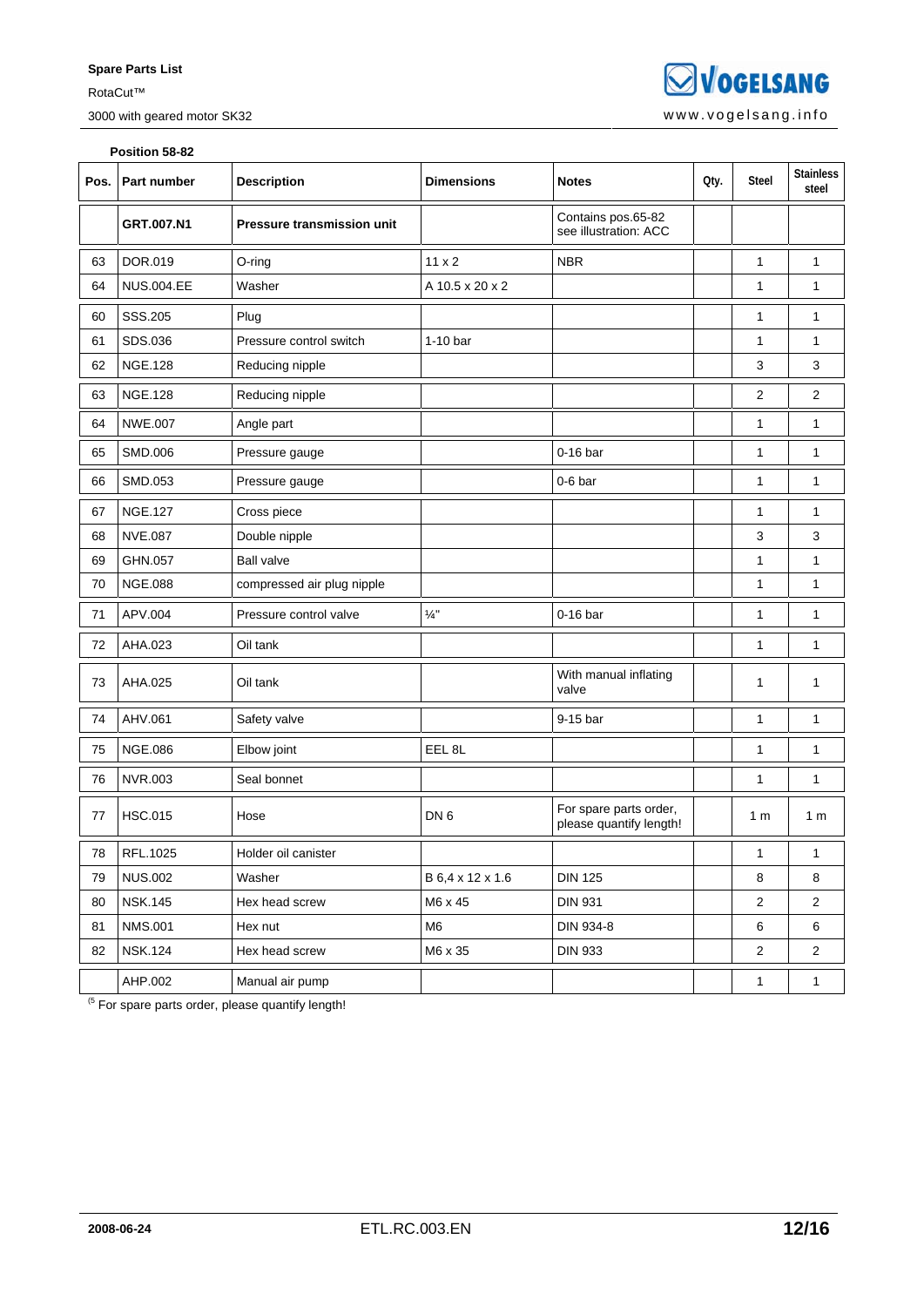**Position 58-82**

| Pos. | Part number | Description | Dimensions | Notes | Qty. | Steel | Stainless steel |
|---|---|---|---|---|---|---|---|
| | **GRT.007.N1** | **Pressure transmission unit** | | Contains pos.65-82 see illustration: ACC | | | |
| 63 | DOR.019 | O-ring | 11 x 2 | NBR | | 1 | 1 |
| 64 | NUS.004.EE | Washer | A 10.5 x 20 x 2 | | | 1 | 1 |
| 60 | SSS.205 | Plug | | | | 1 | 1 |
| 61 | SDS.036 | Pressure control switch | 1-10 bar | | | 1 | 1 |
| 62 | NGE.128 | Reducing nipple | | | | 3 | 3 |
| 63 | NGE.128 | Reducing nipple | | | | 2 | 2 |
| 64 | NWE.007 | Angle part | | | | 1 | 1 |
| 65 | SMD.006 | Pressure gauge | | 0-16 bar | | 1 | 1 |
| 66 | SMD.053 | Pressure gauge | | 0-6 bar | | 1 | 1 |
| 67 | NGE.127 | Cross piece | | | | 1 | 1 |
| 68 | NVE.087 | Double nipple | | | | 3 | 3 |
| 69 | GHN.057 | Ball valve | | | | 1 | 1 |
| 70 | NGE.088 | compressed air plug nipple | | | | 1 | 1 |
| 71 | APV.004 | Pressure control valve | ¼" | 0-16 bar | | 1 | 1 |
| 72 | AHA.023 | Oil tank | | | | 1 | 1 |
| 73 | AHA.025 | Oil tank | | With manual inflating valve | | 1 | 1 |
| 74 | AHV.061 | Safety valve | | 9-15 bar | | 1 | 1 |
| 75 | NGE.086 | Elbow joint | EEL 8L | | | 1 | 1 |
| 76 | NVR.003 | Seal bonnet | | | | 1 | 1 |
| 77 | HSC.015 | Hose | DN 6 | For spare parts order, please quantify length! | | 1 m | 1 m |
| 78 | RFL.1025 | Holder oil canister | | | | 1 | 1 |
| 79 | NUS.002 | Washer | B 6,4 x 12 x 1.6 | DIN 125 | | 8 | 8 |
| 80 | NSK.145 | Hex head screw | M6 x 45 | DIN 931 | | 2 | 2 |
| 81 | NMS.001 | Hex nut | M6 | DIN 934-8 | | 6 | 6 |
| 82 | NSK.124 | Hex head screw | M6 x 35 | DIN 933 | | 2 | 2 |
| | AHP.002 | Manual air pump | | | | 1 | 1 |

(5 For spare parts order, please quantify length!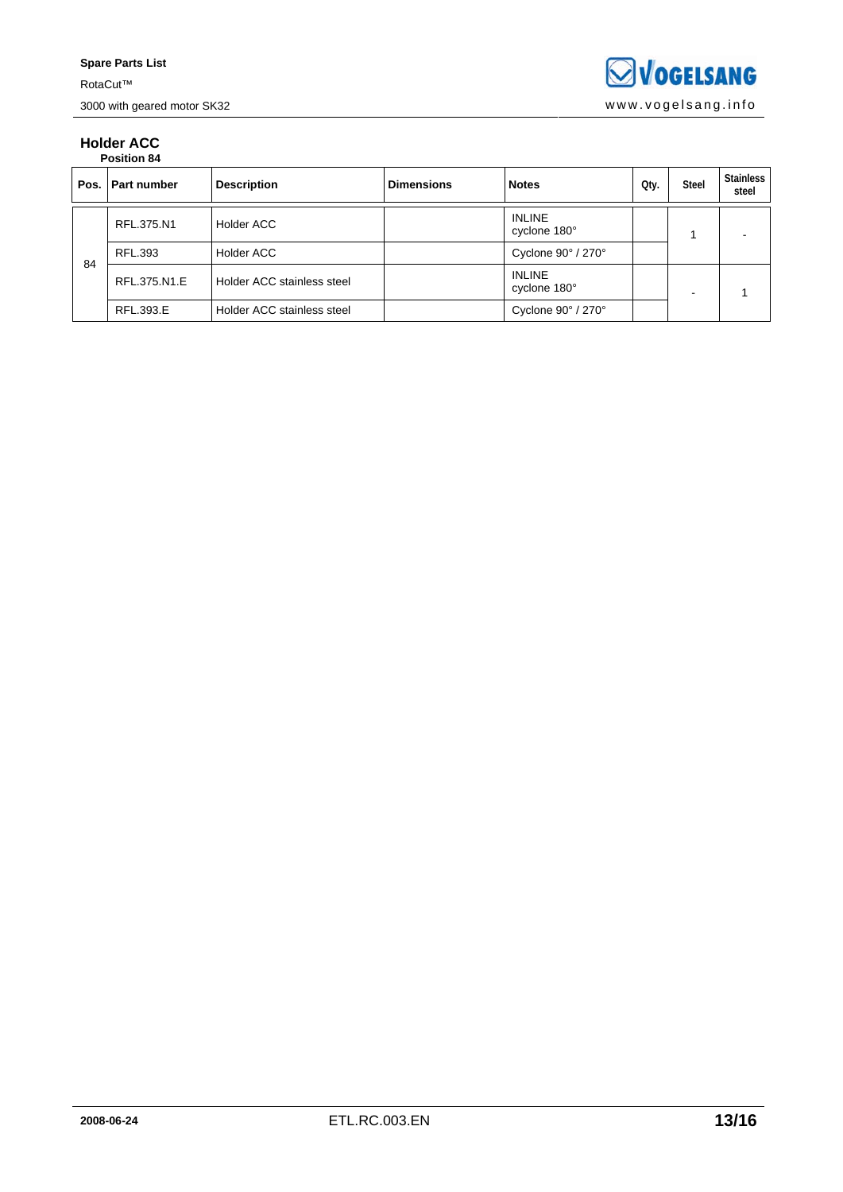## Holder ACC

**Position 84**

| Pos. | Part number | Description | Dimensions | Notes | Qty. | Steel | Stainless steel |
|---|---|---|---|---|---|---|---|
| 84 | RFL.375.N1 | Holder ACC | | INLINE cyclone 180° | | 1 | - |
| | RFL.393 | Holder ACC | | Cyclone 90° / 270° | | | |
| | RFL.375.N1.E | Holder ACC stainless steel | | INLINE cyclone 180° | | - | 1 |
| | RFL.393.E | Holder ACC stainless steel | | Cyclone 90° / 270° | | | |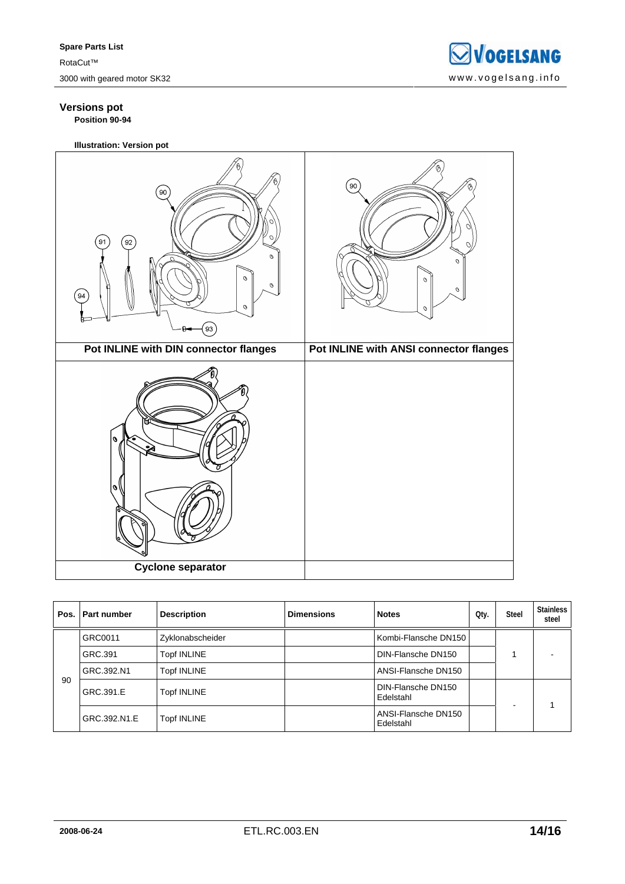## Versions pot

**Position 90-94**

**Illustration: Version pot**

| Pot INLINE with DIN connector flanges | Pot INLINE with ANSI connector flanges |
|---|---|
| Cyclone separator | |

| Pos. | Part number | Description | Dimensions | Notes | Qty. | Steel | Stainless steel |
|---|---|---|---|---|---|---|---|
| 90 | GRC0011 | Zyklonabscheider | | Kombi-Flansche DN150 | | 1 | - |
| | GRC.391 | Topf INLINE | | DIN-Flansche DN150 | | | |
| | GRC.392.N1 | Topf INLINE | | ANSI-Flansche DN150 | | | |
| | GRC.391.E | Topf INLINE | | DIN-Flansche DN150 Edelstahl | | - | 1 |
| | GRC.392.N1.E | Topf INLINE | | ANSI-Flansche DN150 Edelstahl | | | |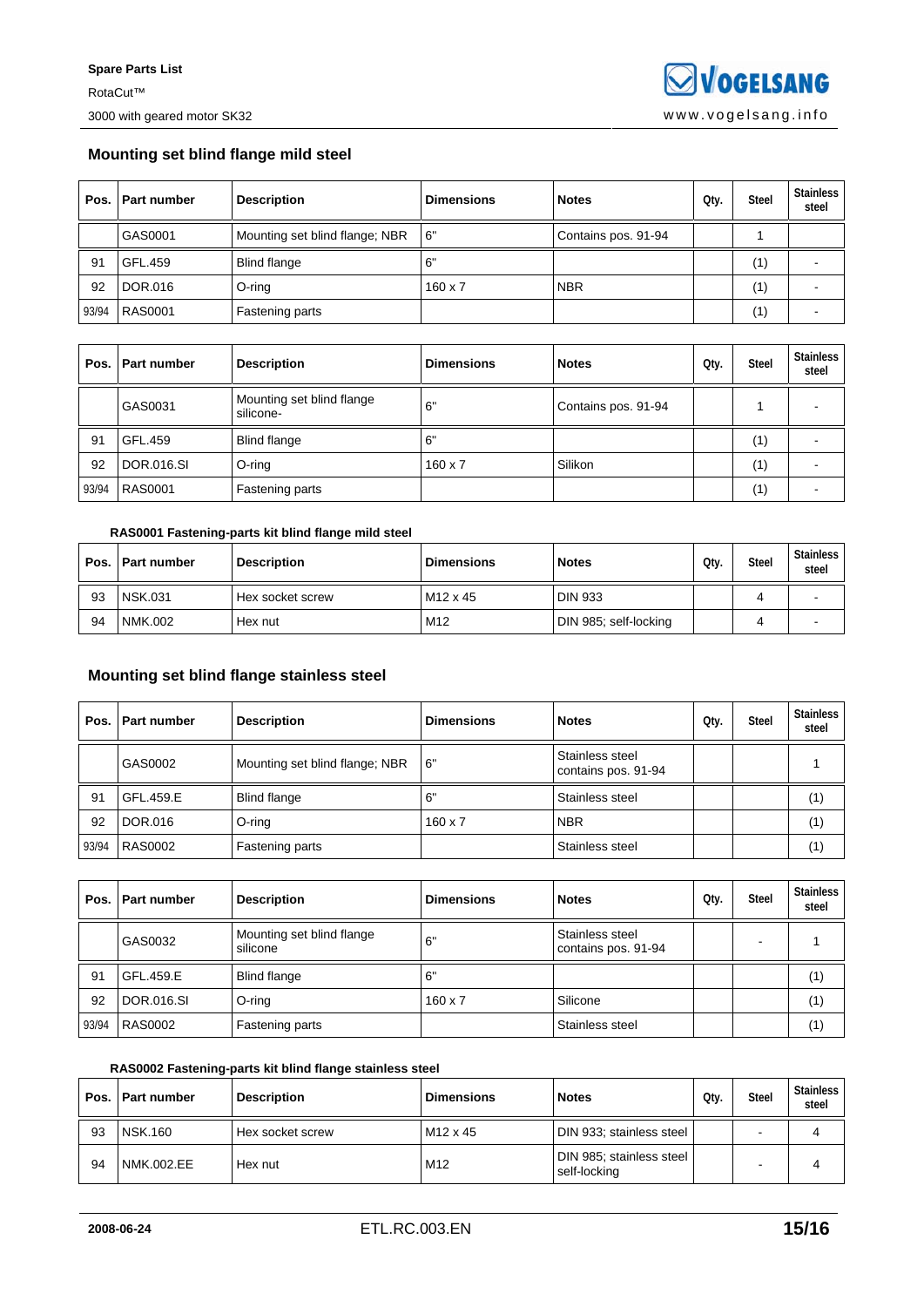## Mounting set blind flange mild steel

| Pos. | Part number | Description | Dimensions | Notes | Qty. | Steel | Stainless steel |
|---|---|---|---|---|---|---|---|
| | GAS0001 | Mounting set blind flange; NBR | 6" | Contains pos. 91-94 | | 1 | |
| 91 | GFL.459 | Blind flange | 6" | | | (1) | - |
| 92 | DOR.016 | O-ring | 160 x 7 | NBR | | (1) | - |
| 93/94 | RAS0001 | Fastening parts | | | | (1) | - |

| Pos. | Part number | Description | Dimensions | Notes | Qty. | Steel | Stainless steel |
|---|---|---|---|---|---|---|---|
| | GAS0031 | Mounting set blind flange silicone- | 6" | Contains pos. 91-94 | | 1 | - |
| 91 | GFL.459 | Blind flange | 6" | | | (1) | - |
| 92 | DOR.016.SI | O-ring | 160 x 7 | Silikon | | (1) | - |
| 93/94 | RAS0001 | Fastening parts | | | | (1) | - |

**RAS0001 Fastening-parts kit blind flange mild steel**

| Pos. | Part number | Description | Dimensions | Notes | Qty. | Steel | Stainless steel |
|---|---|---|---|---|---|---|---|
| 93 | NSK.031 | Hex socket screw | M12 x 45 | DIN 933 | | 4 | - |
| 94 | NMK.002 | Hex nut | M12 | DIN 985; self-locking | | 4 | - |

## Mounting set blind flange stainless steel

| Pos. | Part number | Description | Dimensions | Notes | Qty. | Steel | Stainless steel |
|---|---|---|---|---|---|---|---|
| | GAS0002 | Mounting set blind flange; NBR | 6" | Stainless steel contains pos. 91-94 | | | 1 |
| 91 | GFL.459.E | Blind flange | 6" | Stainless steel | | | (1) |
| 92 | DOR.016 | O-ring | 160 x 7 | NBR | | | (1) |
| 93/94 | RAS0002 | Fastening parts | | Stainless steel | | | (1) |

| Pos. | Part number | Description | Dimensions | Notes | Qty. | Steel | Stainless steel |
|---|---|---|---|---|---|---|---|
| | GAS0032 | Mounting set blind flange silicone | 6" | Stainless steel contains pos. 91-94 | | - | 1 |
| 91 | GFL.459.E | Blind flange | 6" | | | | (1) |
| 92 | DOR.016.SI | O-ring | 160 x 7 | Silicone | | | (1) |
| 93/94 | RAS0002 | Fastening parts | | Stainless steel | | | (1) |

**RAS0002 Fastening-parts kit blind flange stainless steel**

| Pos. | Part number | Description | Dimensions | Notes | Qty. | Steel | Stainless steel |
|---|---|---|---|---|---|---|---|
| 93 | NSK.160 | Hex socket screw | M12 x 45 | DIN 933; stainless steel | | - | 4 |
| 94 | NMK.002.EE | Hex nut | M12 | DIN 985; stainless steel self-locking | | - | 4 |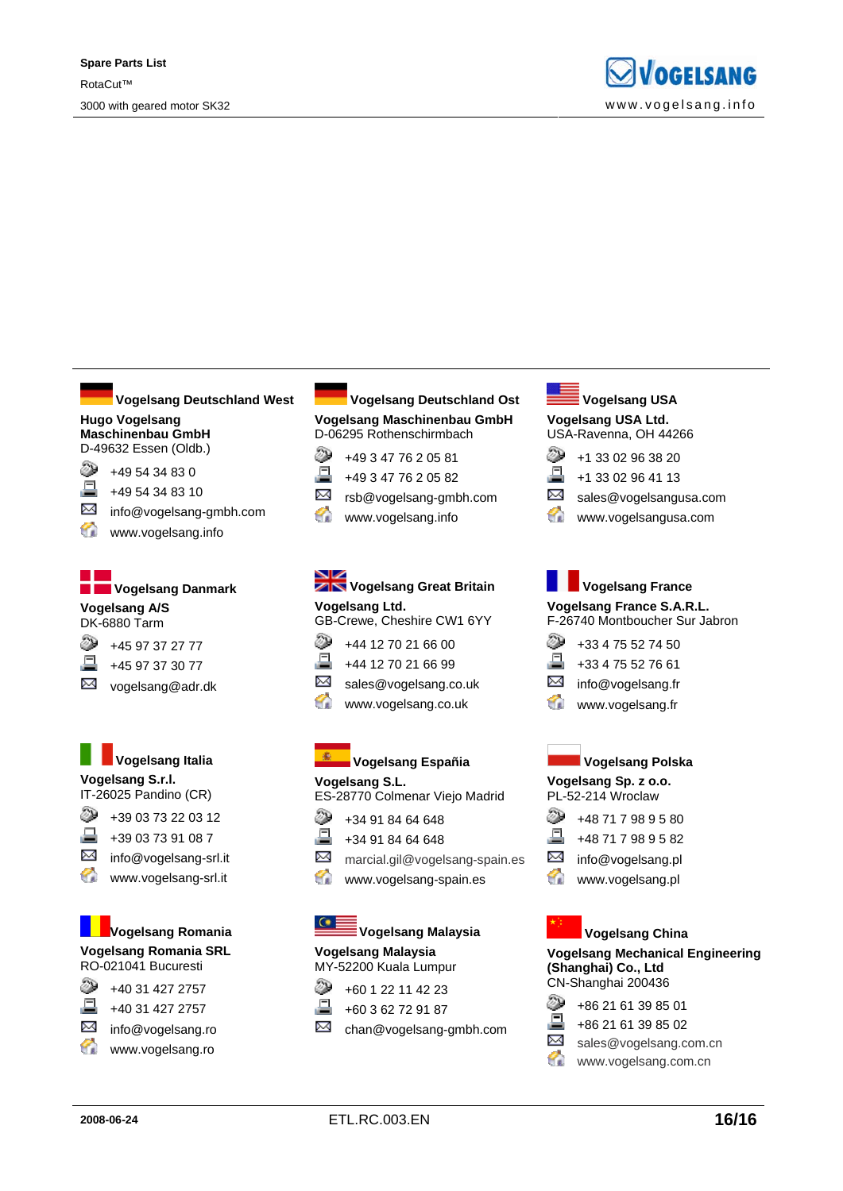### Vogelsang Deutschland West

**Hugo Vogelsang Maschinenbau GmbH**
D-49632 Essen (Oldb.)

+49 54 34 83 0
+49 54 34 83 10
info@vogelsang-gmbh.com
www.vogelsang.info

### Vogelsang Deutschland Ost

**Vogelsang Maschinenbau GmbH**
D-06295 Rothenschirmbach

+49 3 47 76 2 05 81
+49 3 47 76 2 05 82
rsb@vogelsang-gmbh.com
www.vogelsang.info

### Vogelsang USA

**Vogelsang USA Ltd.**
USA-Ravenna, OH 44266

+1 33 02 96 38 20
+1 33 02 96 41 13
sales@vogelsangusa.com
www.vogelsangusa.com

### Vogelsang Danmark

**Vogelsang A/S**
DK-6880 Tarm

+45 97 37 27 77
+45 97 37 30 77
vogelsang@adr.dk

### Vogelsang Great Britain

**Vogelsang Ltd.**
GB-Crewe, Cheshire CW1 6YY

+44 12 70 21 66 00
+44 12 70 21 66 99
sales@vogelsang.co.uk
www.vogelsang.co.uk

### Vogelsang France

**Vogelsang France S.A.R.L.**
F-26740 Montboucher Sur Jabron

+33 4 75 52 74 50
+33 4 75 52 76 61
info@vogelsang.fr
www.vogelsang.fr

### Vogelsang Italia

**Vogelsang S.r.l.**
IT-26025 Pandino (CR)

+39 03 73 22 03 12
+39 03 73 91 08 7
info@vogelsang-srl.it
www.vogelsang-srl.it

### Vogelsang España

**Vogelsang S.L.**
ES-28770 Colmenar Viejo Madrid

+34 91 84 64 648
+34 91 84 64 648
marcial.gil@vogelsang-spain.es
www.vogelsang-spain.es

### Vogelsang Polska

**Vogelsang Sp. z o.o.**
PL-52-214 Wroclaw

+48 71 7 98 9 5 80
+48 71 7 98 9 5 82
info@vogelsang.pl
www.vogelsang.pl

### Vogelsang Romania

**Vogelsang Romania SRL**
RO-021041 Bucuresti

+40 31 427 2757
+40 31 427 2757
info@vogelsang.ro
www.vogelsang.ro

### Vogelsang Malaysia

**Vogelsang Malaysia**
MY-52200 Kuala Lumpur

+60 1 22 11 42 23
+60 3 62 72 91 87
chan@vogelsang-gmbh.com

### Vogelsang China

**Vogelsang Mechanical Engineering (Shanghai) Co., Ltd**
CN-Shanghai 200436

+86 21 61 39 85 01
+86 21 61 39 85 02
sales@vogelsang.com.cn
www.vogelsang.com.cn